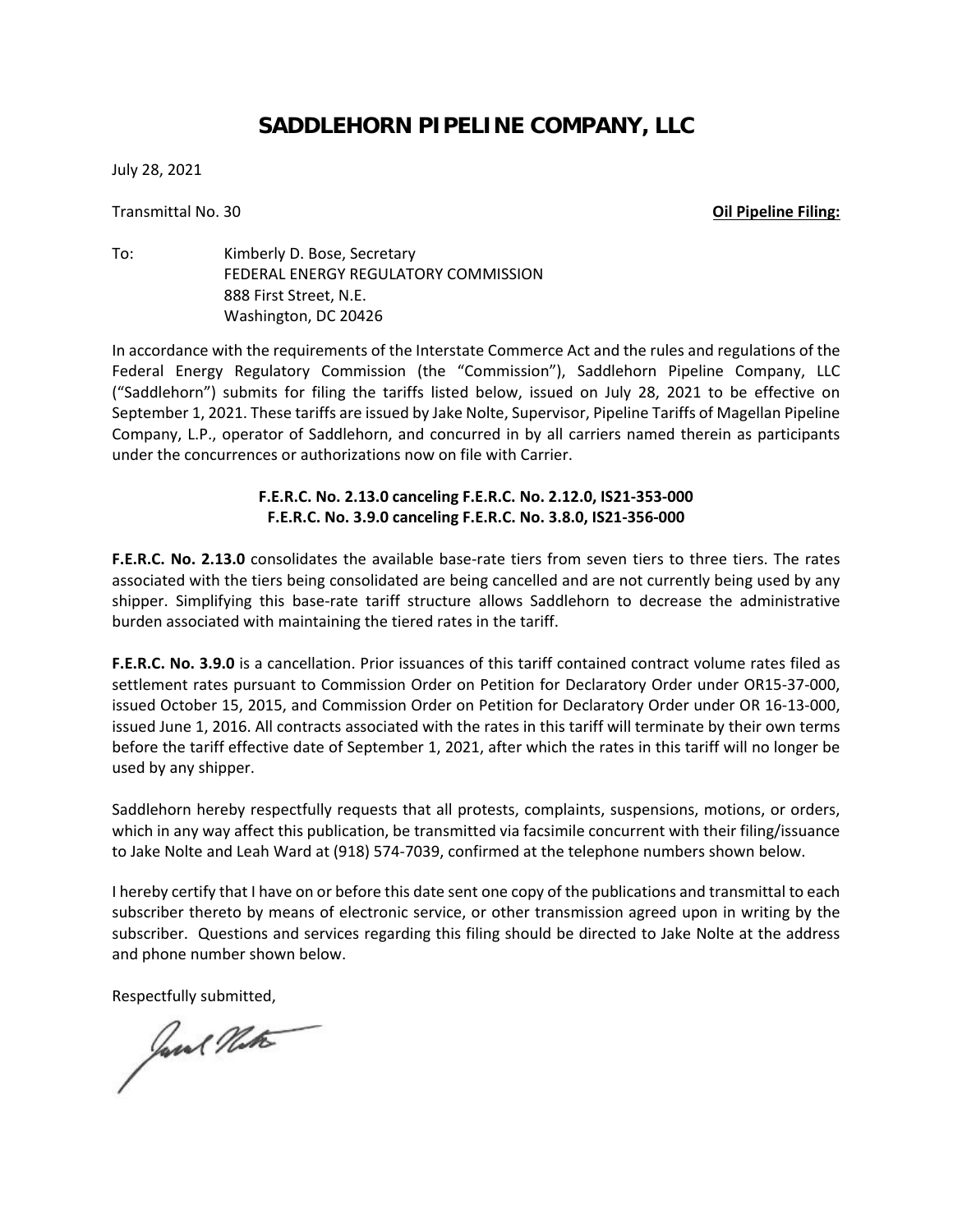# SADDLEHORN PIPELINE COMPANY, LLC

July 28, 2021

Transmittal No. 30 **Oil Pipeline Filing:**

To: Kimberly D. Bose, Secretary
FEDERAL ENERGY REGULATORY COMMISSION
888 First Street, N.E.
Washington, DC 20426

In accordance with the requirements of the Interstate Commerce Act and the rules and regulations of the Federal Energy Regulatory Commission (the "Commission"), Saddlehorn Pipeline Company, LLC ("Saddlehorn") submits for filing the tariffs listed below, issued on July 28, 2021 to be effective on September 1, 2021. These tariffs are issued by Jake Nolte, Supervisor, Pipeline Tariffs of Magellan Pipeline Company, L.P., operator of Saddlehorn, and concurred in by all carriers named therein as participants under the concurrences or authorizations now on file with Carrier.

**F.E.R.C. No. 2.13.0 canceling F.E.R.C. No. 2.12.0, IS21-353-000**
**F.E.R.C. No. 3.9.0 canceling F.E.R.C. No. 3.8.0, IS21-356-000**

**F.E.R.C. No. 2.13.0** consolidates the available base-rate tiers from seven tiers to three tiers. The rates associated with the tiers being consolidated are being cancelled and are not currently being used by any shipper. Simplifying this base-rate tariff structure allows Saddlehorn to decrease the administrative burden associated with maintaining the tiered rates in the tariff.

**F.E.R.C. No. 3.9.0** is a cancellation. Prior issuances of this tariff contained contract volume rates filed as settlement rates pursuant to Commission Order on Petition for Declaratory Order under OR15-37-000, issued October 15, 2015, and Commission Order on Petition for Declaratory Order under OR 16-13-000, issued June 1, 2016. All contracts associated with the rates in this tariff will terminate by their own terms before the tariff effective date of September 1, 2021, after which the rates in this tariff will no longer be used by any shipper.

Saddlehorn hereby respectfully requests that all protests, complaints, suspensions, motions, or orders, which in any way affect this publication, be transmitted via facsimile concurrent with their filing/issuance to Jake Nolte and Leah Ward at (918) 574-7039, confirmed at the telephone numbers shown below.

I hereby certify that I have on or before this date sent one copy of the publications and transmittal to each subscriber thereto by means of electronic service, or other transmission agreed upon in writing by the subscriber. Questions and services regarding this filing should be directed to Jake Nolte at the address and phone number shown below.

Respectfully submitted,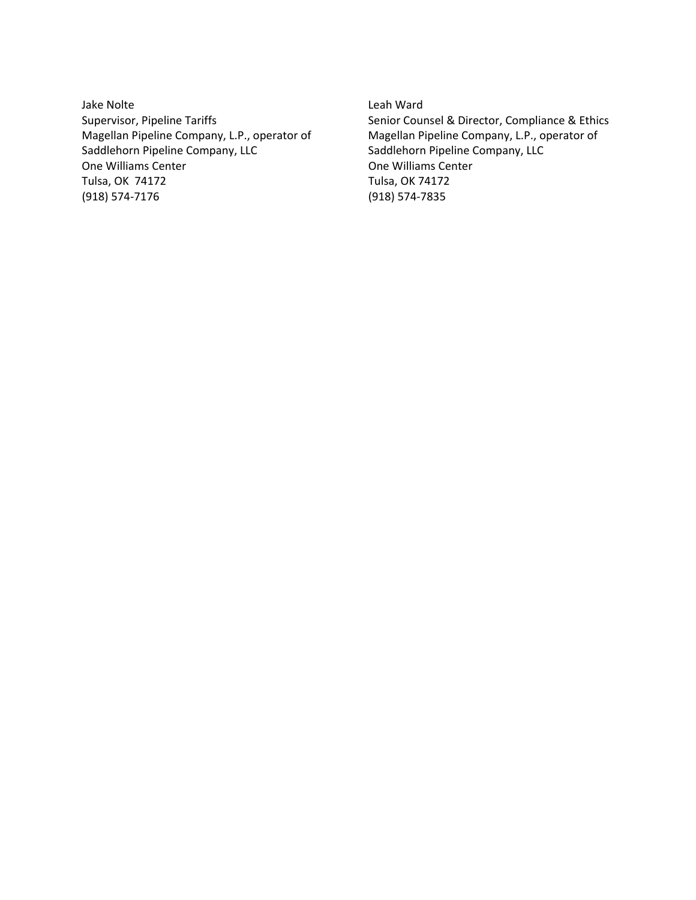Jake Nolte
Supervisor, Pipeline Tariffs
Magellan Pipeline Company, L.P., operator of
Saddlehorn Pipeline Company, LLC
One Williams Center
Tulsa, OK 74172
(918) 574-7176

Leah Ward
Senior Counsel & Director, Compliance & Ethics
Magellan Pipeline Company, L.P., operator of
Saddlehorn Pipeline Company, LLC
One Williams Center
Tulsa, OK 74172
(918) 574-7835